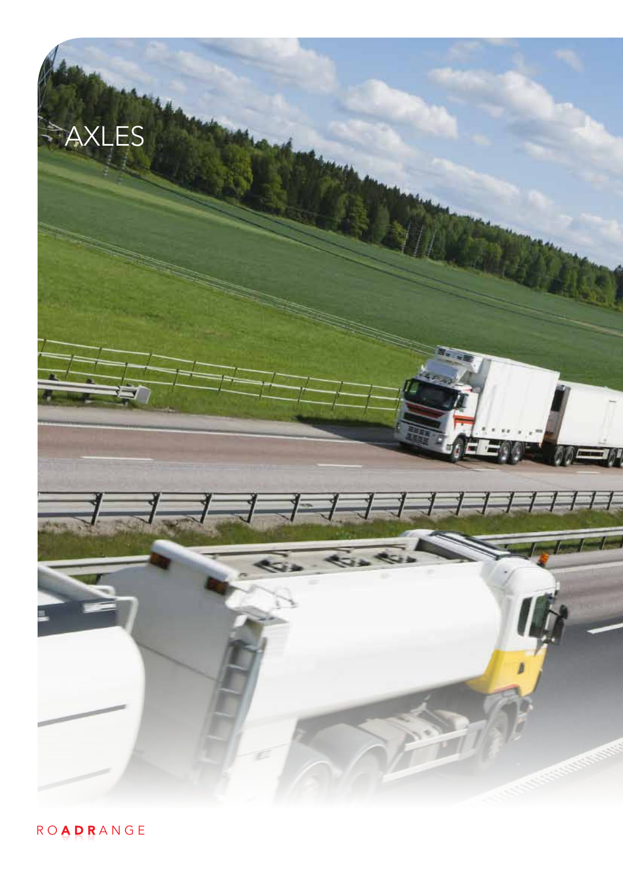# AXLES

ROADRANGE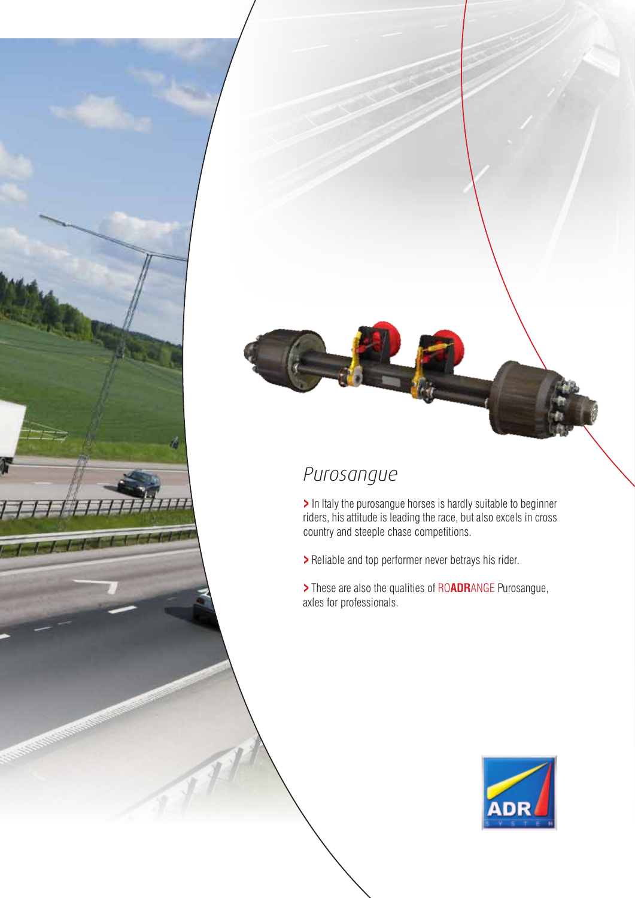## *Purosangue*

> In Italy the purosangue horses is hardly suitable to beginner riders, his attitude is leading the race, but also excels in cross country and steeple chase competitions.

> Reliable and top performer never betrays his rider.

> These are also the qualities of RO**ADR**ANGE Purosangue, axles for professionals.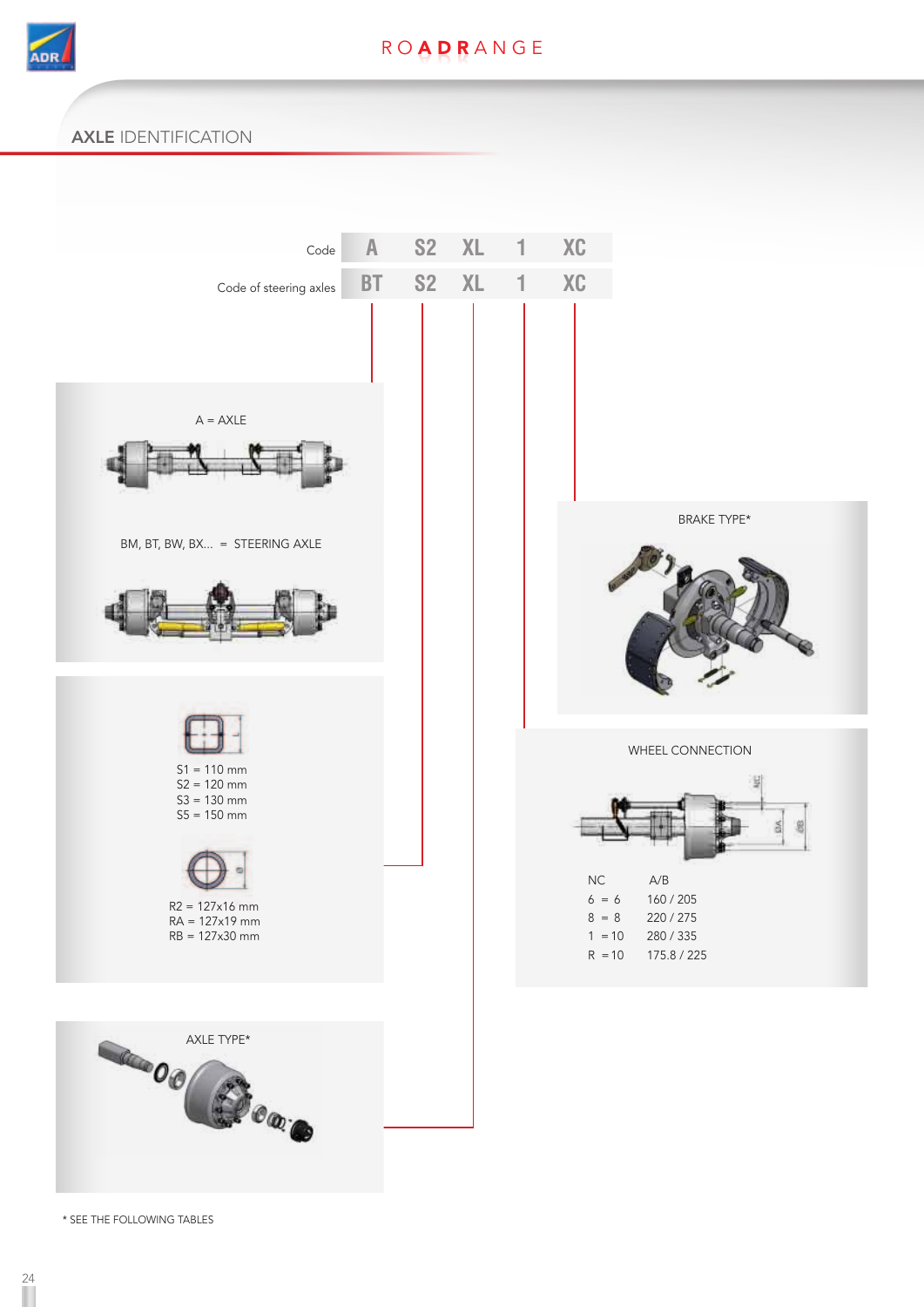## AXLE IDENTIFICATION

| | | | | | |
|---|---|---|---|---|---|
| Code | A | S2 | XL | 1 | XC |
| Code of steering axles | BT | S2 | XL | 1 | XC |

A = AXLE

BM, BT, BW, BX... = STEERING AXLE

S1 = 110 mm
S2 = 120 mm
S3 = 130 mm
S5 = 150 mm

R2 = 127x16 mm
RA = 127x19 mm
RB = 127x30 mm

AXLE TYPE*

BRAKE TYPE*

WHEEL CONNECTION

| NC | | A/B |
|---|---|---|
| 6 | = 6 | 160 / 205 |
| 8 | = 8 | 220 / 275 |
| 1 | = 10 | 280 / 335 |
| R | = 10 | 175.8 / 225 |

\* SEE THE FOLLOWING TABLES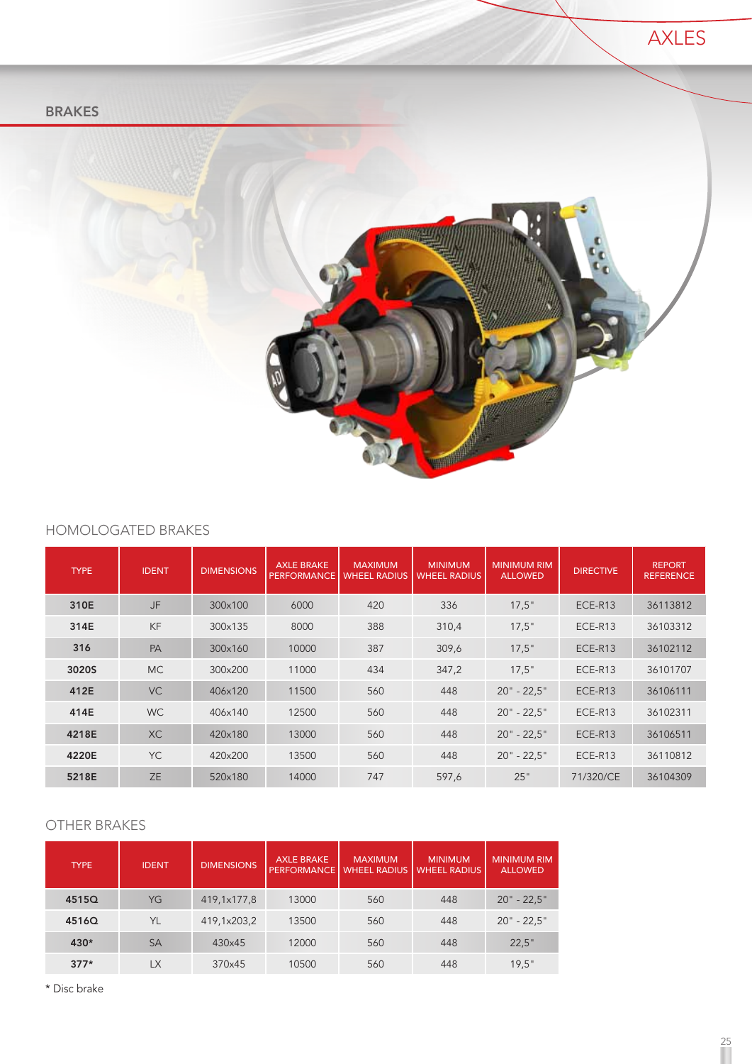# AXLES

## BRAKES

### HOMOLOGATED BRAKES

| TYPE | IDENT | DIMENSIONS | AXLE BRAKE PERFORMANCE | MAXIMUM WHEEL RADIUS | MINIMUM WHEEL RADIUS | MINIMUM RIM ALLOWED | DIRECTIVE | REPORT REFERENCE |
|---|---|---|---|---|---|---|---|---|
| **310E** | JF | 300x100 | 6000 | 420 | 336 | 17,5" | ECE-R13 | 36113812 |
| **314E** | KF | 300x135 | 8000 | 388 | 310,4 | 17,5" | ECE-R13 | 36103312 |
| **316** | PA | 300x160 | 10000 | 387 | 309,6 | 17,5" | ECE-R13 | 36102112 |
| **3020S** | MC | 300x200 | 11000 | 434 | 347,2 | 17,5" | ECE-R13 | 36101707 |
| **412E** | VC | 406x120 | 11500 | 560 | 448 | 20" - 22,5" | ECE-R13 | 36106111 |
| **414E** | WC | 406x140 | 12500 | 560 | 448 | 20" - 22,5" | ECE-R13 | 36102311 |
| **4218E** | XC | 420x180 | 13000 | 560 | 448 | 20" - 22,5" | ECE-R13 | 36106511 |
| **4220E** | YC | 420x200 | 13500 | 560 | 448 | 20" - 22,5" | ECE-R13 | 36110812 |
| **5218E** | ZE | 520x180 | 14000 | 747 | 597,6 | 25" | 71/320/CE | 36104309 |

### OTHER BRAKES

| TYPE | IDENT | DIMENSIONS | AXLE BRAKE PERFORMANCE | MAXIMUM WHEEL RADIUS | MINIMUM WHEEL RADIUS | MINIMUM RIM ALLOWED |
|---|---|---|---|---|---|---|
| **4515Q** | YG | 419,1x177,8 | 13000 | 560 | 448 | 20" - 22,5" |
| **4516Q** | YL | 419,1x203,2 | 13500 | 560 | 448 | 20" - 22,5" |
| **430*** | SA | 430x45 | 12000 | 560 | 448 | 22,5" |
| **377*** | LX | 370x45 | 10500 | 560 | 448 | 19,5" |

* Disc brake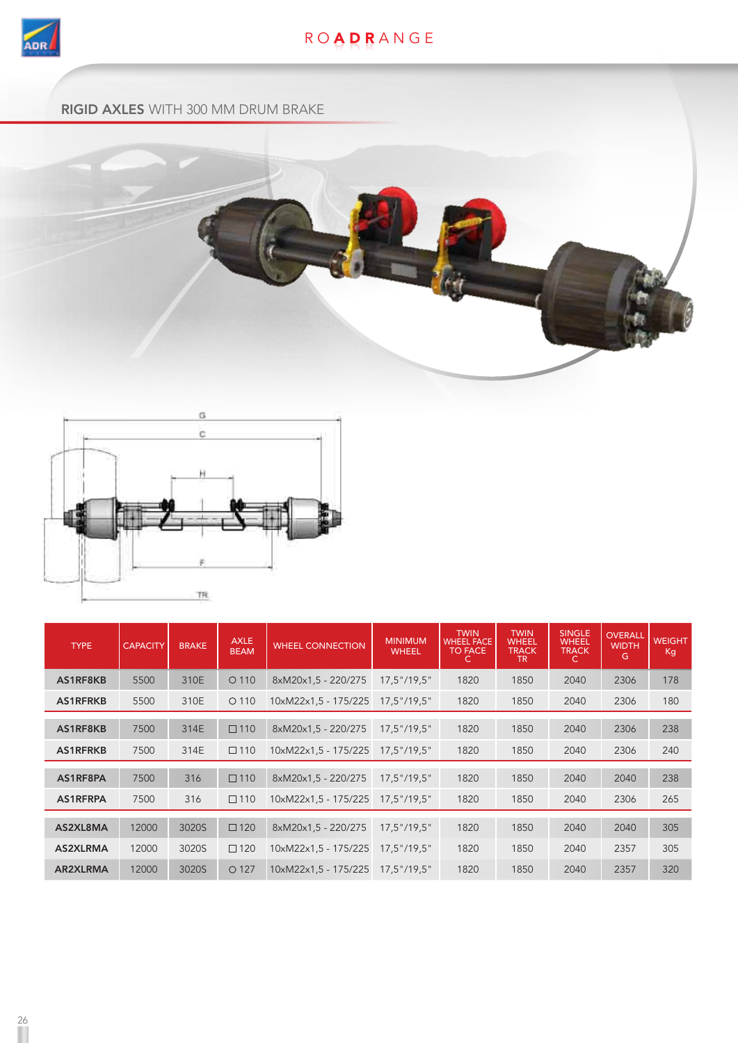## **RIGID AXLES** WITH 300 MM DRUM BRAKE

| TYPE | CAPACITY | BRAKE | AXLE BEAM | WHEEL CONNECTION | MINIMUM WHEEL | TWIN WHEEL FACE TO FACE C | TWIN WHEEL TRACK TR | SINGLE WHEEL TRACK C | OVERALL WIDTH G | WEIGHT Kg |
|---|---|---|---|---|---|---|---|---|---|---|
| **AS1RF8KB** | 5500 | 310E | ○ 110 | 8xM20x1,5 - 220/275 | 17,5"/19,5" | 1820 | 1850 | 2040 | 2306 | 178 |
| **AS1RFRKB** | 5500 | 310E | ○ 110 | 10xM22x1,5 - 175/225 | 17,5"/19,5" | 1820 | 1850 | 2040 | 2306 | 180 |
| **AS1RF8KB** | 7500 | 314E | □ 110 | 8xM20x1,5 - 220/275 | 17,5"/19,5" | 1820 | 1850 | 2040 | 2306 | 238 |
| **AS1RFRKB** | 7500 | 314E | □ 110 | 10xM22x1,5 - 175/225 | 17,5"/19,5" | 1820 | 1850 | 2040 | 2306 | 240 |
| **AS1RF8PA** | 7500 | 316 | □ 110 | 8xM20x1,5 - 220/275 | 17,5"/19,5" | 1820 | 1850 | 2040 | 2040 | 238 |
| **AS1RFRPA** | 7500 | 316 | □ 110 | 10xM22x1,5 - 175/225 | 17,5"/19,5" | 1820 | 1850 | 2040 | 2306 | 265 |
| **AS2XL8MA** | 12000 | 3020S | □ 120 | 8xM20x1,5 - 220/275 | 17,5"/19,5" | 1820 | 1850 | 2040 | 2040 | 305 |
| **AS2XLRMA** | 12000 | 3020S | □ 120 | 10xM22x1,5 - 175/225 | 17,5"/19,5" | 1820 | 1850 | 2040 | 2357 | 305 |
| **AR2XLRMA** | 12000 | 3020S | ○ 127 | 10xM22x1,5 - 175/225 | 17,5"/19,5" | 1820 | 1850 | 2040 | 2357 | 320 |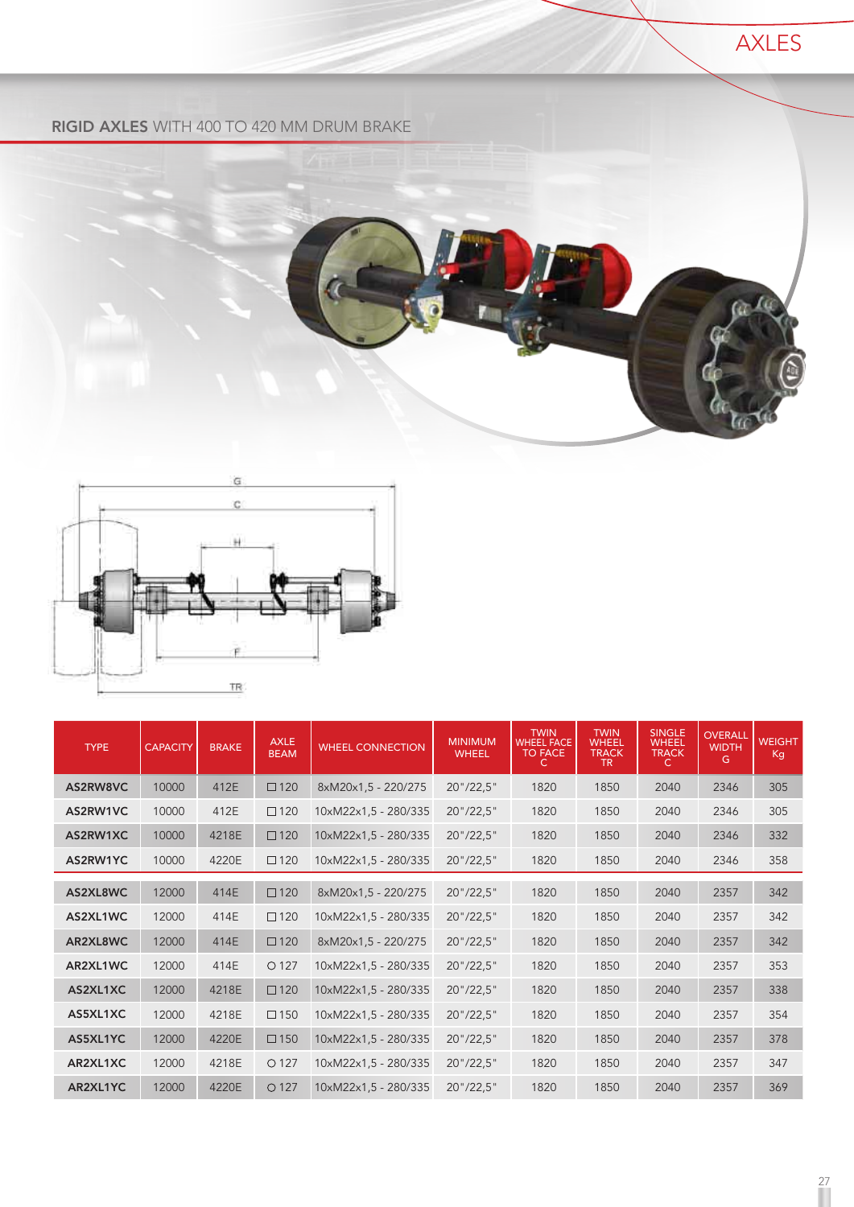AXLES

## RIGID AXLES WITH 400 TO 420 MM DRUM BRAKE

| TYPE | CAPACITY | BRAKE | AXLE BEAM | WHEEL CONNECTION | MINIMUM WHEEL | TWIN WHEEL FACE TO FACE C | TWIN WHEEL TRACK TR | SINGLE WHEEL TRACK C | OVERALL WIDTH G | WEIGHT Kg |
|---|---|---|---|---|---|---|---|---|---|---|
| **AS2RW8VC** | 10000 | 412E | □120 | 8xM20x1,5 - 220/275 | 20"/22,5" | 1820 | 1850 | 2040 | 2346 | 305 |
| **AS2RW1VC** | 10000 | 412E | □120 | 10xM22x1,5 - 280/335 | 20"/22,5" | 1820 | 1850 | 2040 | 2346 | 305 |
| **AS2RW1XC** | 10000 | 4218E | □120 | 10xM22x1,5 - 280/335 | 20"/22,5" | 1820 | 1850 | 2040 | 2346 | 332 |
| **AS2RW1YC** | 10000 | 4220E | □120 | 10xM22x1,5 - 280/335 | 20"/22,5" | 1820 | 1850 | 2040 | 2346 | 358 |
| **AS2XL8WC** | 12000 | 414E | □120 | 8xM20x1,5 - 220/275 | 20"/22,5" | 1820 | 1850 | 2040 | 2357 | 342 |
| **AS2XL1WC** | 12000 | 414E | □120 | 10xM22x1,5 - 280/335 | 20"/22,5" | 1820 | 1850 | 2040 | 2357 | 342 |
| **AR2XL8WC** | 12000 | 414E | □120 | 8xM20x1,5 - 220/275 | 20"/22,5" | 1820 | 1850 | 2040 | 2357 | 342 |
| **AR2XL1WC** | 12000 | 414E | ○127 | 10xM22x1,5 - 280/335 | 20"/22,5" | 1820 | 1850 | 2040 | 2357 | 353 |
| **AS2XL1XC** | 12000 | 4218E | □120 | 10xM22x1,5 - 280/335 | 20"/22,5" | 1820 | 1850 | 2040 | 2357 | 338 |
| **AS5XL1XC** | 12000 | 4218E | □150 | 10xM22x1,5 - 280/335 | 20"/22,5" | 1820 | 1850 | 2040 | 2357 | 354 |
| **AS5XL1YC** | 12000 | 4220E | □150 | 10xM22x1,5 - 280/335 | 20"/22,5" | 1820 | 1850 | 2040 | 2357 | 378 |
| **AR2XL1XC** | 12000 | 4218E | ○127 | 10xM22x1,5 - 280/335 | 20"/22,5" | 1820 | 1850 | 2040 | 2357 | 347 |
| **AR2XL1YC** | 12000 | 4220E | ○127 | 10xM22x1,5 - 280/335 | 20"/22,5" | 1820 | 1850 | 2040 | 2357 | 369 |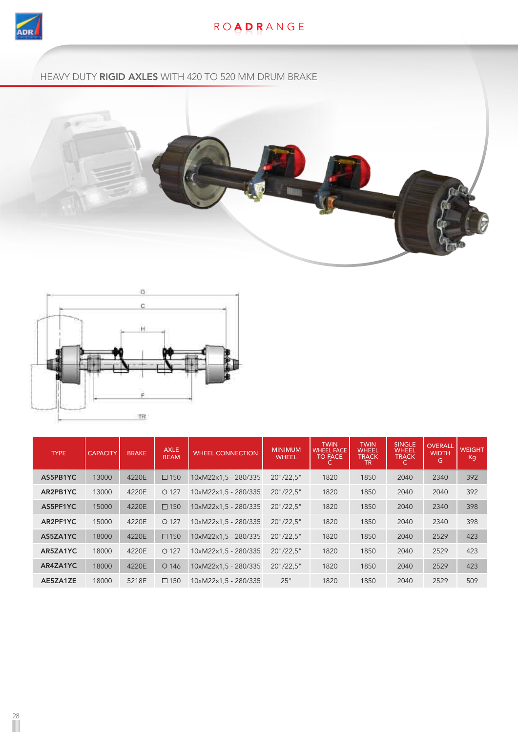# HEAVY DUTY **RIGID AXLES** WITH 420 TO 520 MM DRUM BRAKE

| TYPE | CAPACITY | BRAKE | AXLE BEAM | WHEEL CONNECTION | MINIMUM WHEEL | TWIN WHEEL FACE TO FACE C | TWIN WHEEL TRACK TR | SINGLE WHEEL TRACK C | OVERALL WIDTH G | WEIGHT Kg |
|---|---|---|---|---|---|---|---|---|---|---|
| **AS5PB1YC** | 13000 | 4220E | □ 150 | 10xM22x1,5 - 280/335 | 20"/22,5" | 1820 | 1850 | 2040 | 2340 | 392 |
| **AR2PB1YC** | 13000 | 4220E | ○ 127 | 10xM22x1,5 - 280/335 | 20"/22,5" | 1820 | 1850 | 2040 | 2040 | 392 |
| **AS5PF1YC** | 15000 | 4220E | □ 150 | 10xM22x1,5 - 280/335 | 20"/22,5" | 1820 | 1850 | 2040 | 2340 | 398 |
| **AR2PF1YC** | 15000 | 4220E | ○ 127 | 10xM22x1,5 - 280/335 | 20"/22,5" | 1820 | 1850 | 2040 | 2340 | 398 |
| **AS5ZA1YC** | 18000 | 4220E | □ 150 | 10xM22x1,5 - 280/335 | 20"/22,5" | 1820 | 1850 | 2040 | 2529 | 423 |
| **AR5ZA1YC** | 18000 | 4220E | ○ 127 | 10xM22x1,5 - 280/335 | 20"/22,5" | 1820 | 1850 | 2040 | 2529 | 423 |
| **AR4ZA1YC** | 18000 | 4220E | ○ 146 | 10xM22x1,5 - 280/335 | 20"/22,5" | 1820 | 1850 | 2040 | 2529 | 423 |
| **AE5ZA1ZE** | 18000 | 5218E | □ 150 | 10xM22x1,5 - 280/335 | 25" | 1820 | 1850 | 2040 | 2529 | 509 |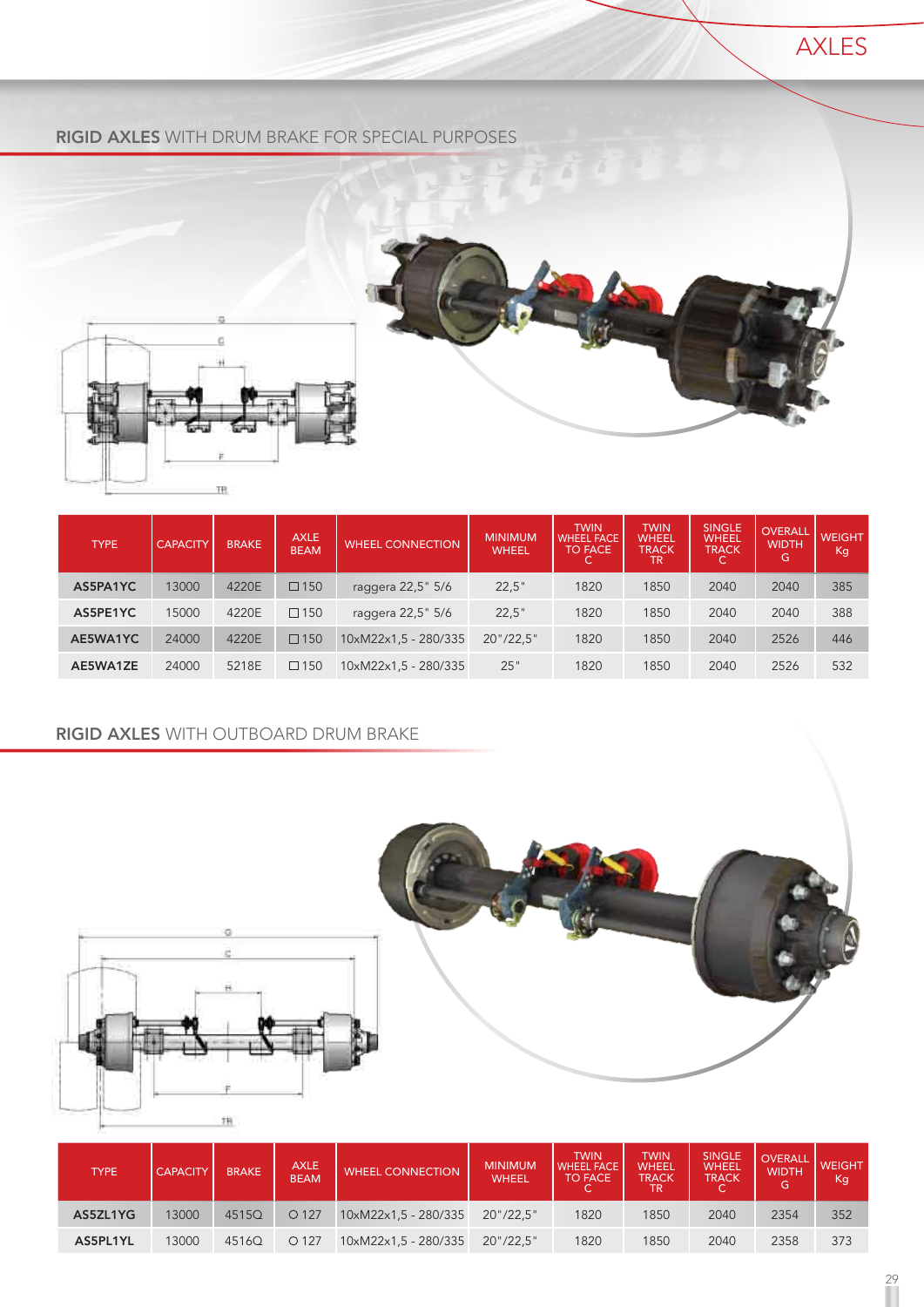# AXLES

## RIGID AXLES WITH DRUM BRAKE FOR SPECIAL PURPOSES

G
C
H
F
TR

| TYPE | CAPACITY | BRAKE | AXLE BEAM | WHEEL CONNECTION | MINIMUM WHEEL | TWIN WHEEL FACE TO FACE C | TWIN WHEEL TRACK TR | SINGLE WHEEL TRACK C | OVERALL WIDTH G | WEIGHT Kg |
|---|---|---|---|---|---|---|---|---|---|---|
| AS5PA1YC | 13000 | 4220E | □150 | raggera 22,5" 5/6 | 22,5" | 1820 | 1850 | 2040 | 2040 | 385 |
| AS5PE1YC | 15000 | 4220E | □150 | raggera 22,5" 5/6 | 22,5" | 1820 | 1850 | 2040 | 2040 | 388 |
| AE5WA1YC | 24000 | 4220E | □150 | 10xM22x1,5 - 280/335 | 20"/22,5" | 1820 | 1850 | 2040 | 2526 | 446 |
| AE5WA1ZE | 24000 | 5218E | □150 | 10xM22x1,5 - 280/335 | 25" | 1820 | 1850 | 2040 | 2526 | 532 |

## RIGID AXLES WITH OUTBOARD DRUM BRAKE

G
C
H
F
TR

| TYPE | CAPACITY | BRAKE | AXLE BEAM | WHEEL CONNECTION | MINIMUM WHEEL | TWIN WHEEL FACE TO FACE C | TWIN WHEEL TRACK TR | SINGLE WHEEL TRACK C | OVERALL WIDTH G | WEIGHT Kg |
|---|---|---|---|---|---|---|---|---|---|---|
| AS5ZL1YG | 13000 | 4515Q | O 127 | 10xM22x1,5 - 280/335 | 20"/22,5" | 1820 | 1850 | 2040 | 2354 | 352 |
| AS5PL1YL | 13000 | 4516Q | O 127 | 10xM22x1,5 - 280/335 | 20"/22,5" | 1820 | 1850 | 2040 | 2358 | 373 |